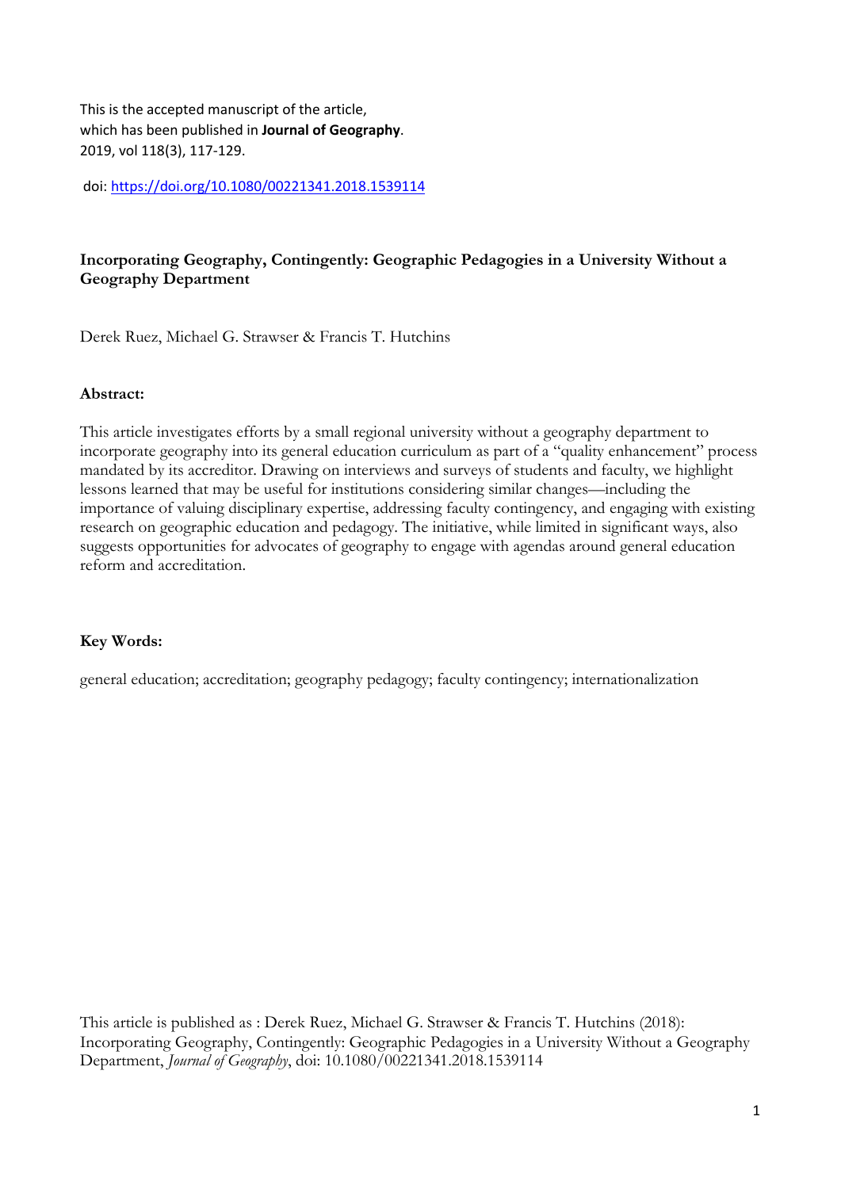This is the accepted manuscript of the article, which has been published in **Journal of Geography**. 2019, vol 118(3), 117-129.

doi: https://doi.org/10.1080/00221341.2018.1539114

# Incorporating Geography, Contingently: Geographic Pedagogies in a University Without a Geography Department

Derek Ruez, Michael G. Strawser & Francis T. Hutchins

**Abstract:**

This article investigates efforts by a small regional university without a geography department to incorporate geography into its general education curriculum as part of a "quality enhancement" process mandated by its accreditor. Drawing on interviews and surveys of students and faculty, we highlight lessons learned that may be useful for institutions considering similar changes—including the importance of valuing disciplinary expertise, addressing faculty contingency, and engaging with existing research on geographic education and pedagogy. The initiative, while limited in significant ways, also suggests opportunities for advocates of geography to engage with agendas around general education reform and accreditation.

**Key Words:**

general education; accreditation; geography pedagogy; faculty contingency; internationalization

This article is published as : Derek Ruez, Michael G. Strawser & Francis T. Hutchins (2018): Incorporating Geography, Contingently: Geographic Pedagogies in a University Without a Geography Department, *Journal of Geography*, doi: 10.1080/00221341.2018.1539114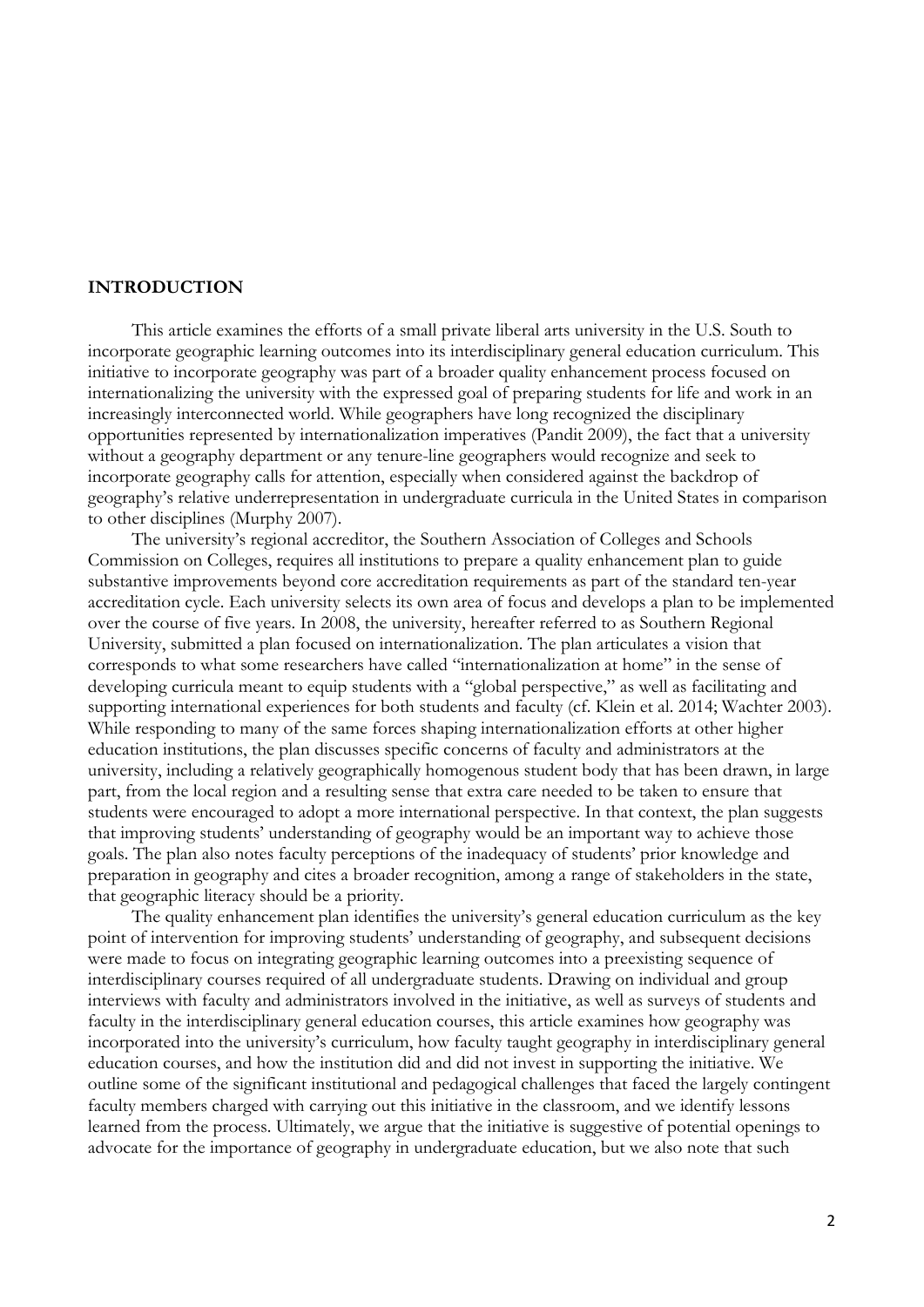## INTRODUCTION

This article examines the efforts of a small private liberal arts university in the U.S. South to incorporate geographic learning outcomes into its interdisciplinary general education curriculum. This initiative to incorporate geography was part of a broader quality enhancement process focused on internationalizing the university with the expressed goal of preparing students for life and work in an increasingly interconnected world. While geographers have long recognized the disciplinary opportunities represented by internationalization imperatives (Pandit 2009), the fact that a university without a geography department or any tenure-line geographers would recognize and seek to incorporate geography calls for attention, especially when considered against the backdrop of geography's relative underrepresentation in undergraduate curricula in the United States in comparison to other disciplines (Murphy 2007).

The university's regional accreditor, the Southern Association of Colleges and Schools Commission on Colleges, requires all institutions to prepare a quality enhancement plan to guide substantive improvements beyond core accreditation requirements as part of the standard ten-year accreditation cycle. Each university selects its own area of focus and develops a plan to be implemented over the course of five years. In 2008, the university, hereafter referred to as Southern Regional University, submitted a plan focused on internationalization. The plan articulates a vision that corresponds to what some researchers have called "internationalization at home" in the sense of developing curricula meant to equip students with a "global perspective," as well as facilitating and supporting international experiences for both students and faculty (cf. Klein et al. 2014; Wachter 2003). While responding to many of the same forces shaping internationalization efforts at other higher education institutions, the plan discusses specific concerns of faculty and administrators at the university, including a relatively geographically homogenous student body that has been drawn, in large part, from the local region and a resulting sense that extra care needed to be taken to ensure that students were encouraged to adopt a more international perspective. In that context, the plan suggests that improving students' understanding of geography would be an important way to achieve those goals. The plan also notes faculty perceptions of the inadequacy of students' prior knowledge and preparation in geography and cites a broader recognition, among a range of stakeholders in the state, that geographic literacy should be a priority.

The quality enhancement plan identifies the university's general education curriculum as the key point of intervention for improving students' understanding of geography, and subsequent decisions were made to focus on integrating geographic learning outcomes into a preexisting sequence of interdisciplinary courses required of all undergraduate students. Drawing on individual and group interviews with faculty and administrators involved in the initiative, as well as surveys of students and faculty in the interdisciplinary general education courses, this article examines how geography was incorporated into the university's curriculum, how faculty taught geography in interdisciplinary general education courses, and how the institution did and did not invest in supporting the initiative. We outline some of the significant institutional and pedagogical challenges that faced the largely contingent faculty members charged with carrying out this initiative in the classroom, and we identify lessons learned from the process. Ultimately, we argue that the initiative is suggestive of potential openings to advocate for the importance of geography in undergraduate education, but we also note that such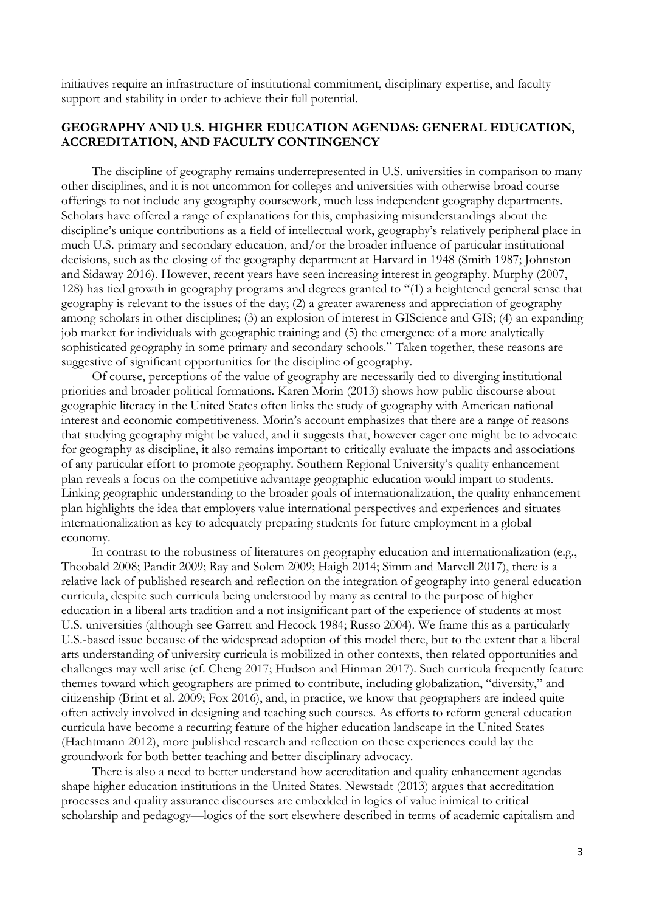initiatives require an infrastructure of institutional commitment, disciplinary expertise, and faculty support and stability in order to achieve their full potential.

## GEOGRAPHY AND U.S. HIGHER EDUCATION AGENDAS: GENERAL EDUCATION, ACCREDITATION, AND FACULTY CONTINGENCY

The discipline of geography remains underrepresented in U.S. universities in comparison to many other disciplines, and it is not uncommon for colleges and universities with otherwise broad course offerings to not include any geography coursework, much less independent geography departments. Scholars have offered a range of explanations for this, emphasizing misunderstandings about the discipline's unique contributions as a field of intellectual work, geography's relatively peripheral place in much U.S. primary and secondary education, and/or the broader influence of particular institutional decisions, such as the closing of the geography department at Harvard in 1948 (Smith 1987; Johnston and Sidaway 2016). However, recent years have seen increasing interest in geography. Murphy (2007, 128) has tied growth in geography programs and degrees granted to "(1) a heightened general sense that geography is relevant to the issues of the day; (2) a greater awareness and appreciation of geography among scholars in other disciplines; (3) an explosion of interest in GIScience and GIS; (4) an expanding job market for individuals with geographic training; and (5) the emergence of a more analytically sophisticated geography in some primary and secondary schools." Taken together, these reasons are suggestive of significant opportunities for the discipline of geography.

Of course, perceptions of the value of geography are necessarily tied to diverging institutional priorities and broader political formations. Karen Morin (2013) shows how public discourse about geographic literacy in the United States often links the study of geography with American national interest and economic competitiveness. Morin's account emphasizes that there are a range of reasons that studying geography might be valued, and it suggests that, however eager one might be to advocate for geography as discipline, it also remains important to critically evaluate the impacts and associations of any particular effort to promote geography. Southern Regional University's quality enhancement plan reveals a focus on the competitive advantage geographic education would impart to students. Linking geographic understanding to the broader goals of internationalization, the quality enhancement plan highlights the idea that employers value international perspectives and experiences and situates internationalization as key to adequately preparing students for future employment in a global economy.

In contrast to the robustness of literatures on geography education and internationalization (e.g., Theobald 2008; Pandit 2009; Ray and Solem 2009; Haigh 2014; Simm and Marvell 2017), there is a relative lack of published research and reflection on the integration of geography into general education curricula, despite such curricula being understood by many as central to the purpose of higher education in a liberal arts tradition and a not insignificant part of the experience of students at most U.S. universities (although see Garrett and Hecock 1984; Russo 2004). We frame this as a particularly U.S.-based issue because of the widespread adoption of this model there, but to the extent that a liberal arts understanding of university curricula is mobilized in other contexts, then related opportunities and challenges may well arise (cf. Cheng 2017; Hudson and Hinman 2017). Such curricula frequently feature themes toward which geographers are primed to contribute, including globalization, "diversity," and citizenship (Brint et al. 2009; Fox 2016), and, in practice, we know that geographers are indeed quite often actively involved in designing and teaching such courses. As efforts to reform general education curricula have become a recurring feature of the higher education landscape in the United States (Hachtmann 2012), more published research and reflection on these experiences could lay the groundwork for both better teaching and better disciplinary advocacy.

There is also a need to better understand how accreditation and quality enhancement agendas shape higher education institutions in the United States. Newstadt (2013) argues that accreditation processes and quality assurance discourses are embedded in logics of value inimical to critical scholarship and pedagogy—logics of the sort elsewhere described in terms of academic capitalism and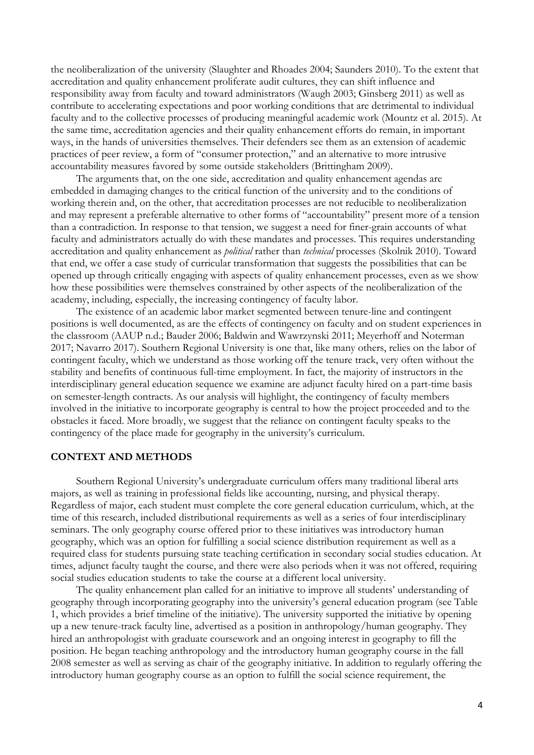the neoliberalization of the university (Slaughter and Rhoades 2004; Saunders 2010). To the extent that accreditation and quality enhancement proliferate audit cultures, they can shift influence and responsibility away from faculty and toward administrators (Waugh 2003; Ginsberg 2011) as well as contribute to accelerating expectations and poor working conditions that are detrimental to individual faculty and to the collective processes of producing meaningful academic work (Mountz et al. 2015). At the same time, accreditation agencies and their quality enhancement efforts do remain, in important ways, in the hands of universities themselves. Their defenders see them as an extension of academic practices of peer review, a form of "consumer protection," and an alternative to more intrusive accountability measures favored by some outside stakeholders (Brittingham 2009).

The arguments that, on the one side, accreditation and quality enhancement agendas are embedded in damaging changes to the critical function of the university and to the conditions of working therein and, on the other, that accreditation processes are not reducible to neoliberalization and may represent a preferable alternative to other forms of "accountability" present more of a tension than a contradiction. In response to that tension, we suggest a need for finer-grain accounts of what faculty and administrators actually do with these mandates and processes. This requires understanding accreditation and quality enhancement as *political* rather than *technical* processes (Skolnik 2010). Toward that end, we offer a case study of curricular transformation that suggests the possibilities that can be opened up through critically engaging with aspects of quality enhancement processes, even as we show how these possibilities were themselves constrained by other aspects of the neoliberalization of the academy, including, especially, the increasing contingency of faculty labor.

The existence of an academic labor market segmented between tenure-line and contingent positions is well documented, as are the effects of contingency on faculty and on student experiences in the classroom (AAUP n.d.; Bauder 2006; Baldwin and Wawrzynski 2011; Meyerhoff and Noterman 2017; Navarro 2017). Southern Regional University is one that, like many others, relies on the labor of contingent faculty, which we understand as those working off the tenure track, very often without the stability and benefits of continuous full-time employment. In fact, the majority of instructors in the interdisciplinary general education sequence we examine are adjunct faculty hired on a part-time basis on semester-length contracts. As our analysis will highlight, the contingency of faculty members involved in the initiative to incorporate geography is central to how the project proceeded and to the obstacles it faced. More broadly, we suggest that the reliance on contingent faculty speaks to the contingency of the place made for geography in the university's curriculum.

## CONTEXT AND METHODS

Southern Regional University's undergraduate curriculum offers many traditional liberal arts majors, as well as training in professional fields like accounting, nursing, and physical therapy. Regardless of major, each student must complete the core general education curriculum, which, at the time of this research, included distributional requirements as well as a series of four interdisciplinary seminars. The only geography course offered prior to these initiatives was introductory human geography, which was an option for fulfilling a social science distribution requirement as well as a required class for students pursuing state teaching certification in secondary social studies education. At times, adjunct faculty taught the course, and there were also periods when it was not offered, requiring social studies education students to take the course at a different local university.

The quality enhancement plan called for an initiative to improve all students' understanding of geography through incorporating geography into the university's general education program (see Table 1, which provides a brief timeline of the initiative). The university supported the initiative by opening up a new tenure-track faculty line, advertised as a position in anthropology/human geography. They hired an anthropologist with graduate coursework and an ongoing interest in geography to fill the position. He began teaching anthropology and the introductory human geography course in the fall 2008 semester as well as serving as chair of the geography initiative. In addition to regularly offering the introductory human geography course as an option to fulfill the social science requirement, the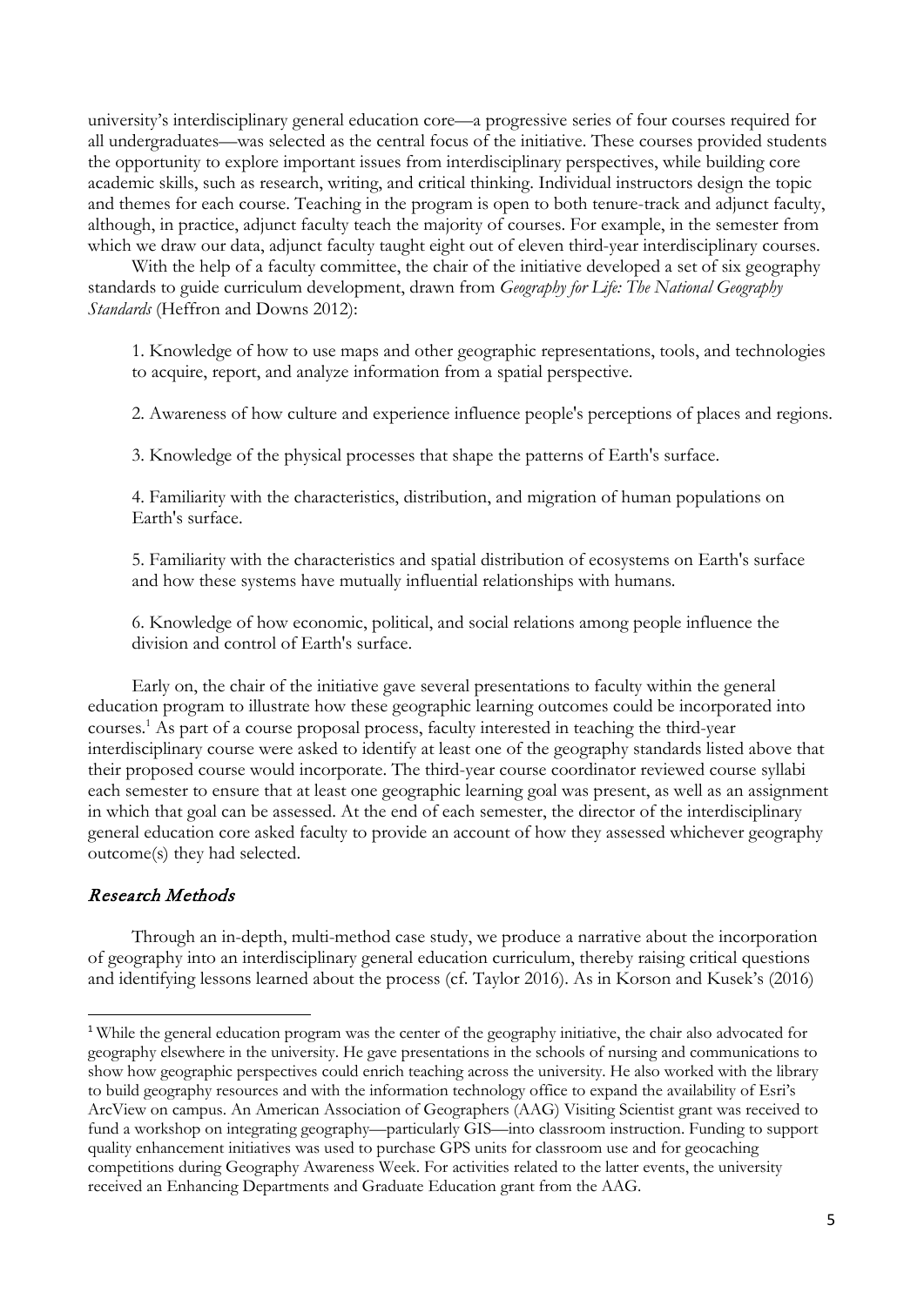university's interdisciplinary general education core—a progressive series of four courses required for all undergraduates—was selected as the central focus of the initiative. These courses provided students the opportunity to explore important issues from interdisciplinary perspectives, while building core academic skills, such as research, writing, and critical thinking. Individual instructors design the topic and themes for each course. Teaching in the program is open to both tenure-track and adjunct faculty, although, in practice, adjunct faculty teach the majority of courses. For example, in the semester from which we draw our data, adjunct faculty taught eight out of eleven third-year interdisciplinary courses.

With the help of a faculty committee, the chair of the initiative developed a set of six geography standards to guide curriculum development, drawn from *Geography for Life: The National Geography Standards* (Heffron and Downs 2012):

1. Knowledge of how to use maps and other geographic representations, tools, and technologies to acquire, report, and analyze information from a spatial perspective.

2. Awareness of how culture and experience influence people's perceptions of places and regions.

3. Knowledge of the physical processes that shape the patterns of Earth's surface.

4. Familiarity with the characteristics, distribution, and migration of human populations on Earth's surface.

5. Familiarity with the characteristics and spatial distribution of ecosystems on Earth's surface and how these systems have mutually influential relationships with humans.

6. Knowledge of how economic, political, and social relations among people influence the division and control of Earth's surface.

Early on, the chair of the initiative gave several presentations to faculty within the general education program to illustrate how these geographic learning outcomes could be incorporated into courses.[1] As part of a course proposal process, faculty interested in teaching the third-year interdisciplinary course were asked to identify at least one of the geography standards listed above that their proposed course would incorporate. The third-year course coordinator reviewed course syllabi each semester to ensure that at least one geographic learning goal was present, as well as an assignment in which that goal can be assessed. At the end of each semester, the director of the interdisciplinary general education core asked faculty to provide an account of how they assessed whichever geography outcome(s) they had selected.

## *Research Methods*

Through an in-depth, multi-method case study, we produce a narrative about the incorporation of geography into an interdisciplinary general education curriculum, thereby raising critical questions and identifying lessons learned about the process (cf. Taylor 2016). As in Korson and Kusek's (2016)

---

[1] While the general education program was the center of the geography initiative, the chair also advocated for geography elsewhere in the university. He gave presentations in the schools of nursing and communications to show how geographic perspectives could enrich teaching across the university. He also worked with the library to build geography resources and with the information technology office to expand the availability of Esri's ArcView on campus. An American Association of Geographers (AAG) Visiting Scientist grant was received to fund a workshop on integrating geography—particularly GIS—into classroom instruction. Funding to support quality enhancement initiatives was used to purchase GPS units for classroom use and for geocaching competitions during Geography Awareness Week. For activities related to the latter events, the university received an Enhancing Departments and Graduate Education grant from the AAG.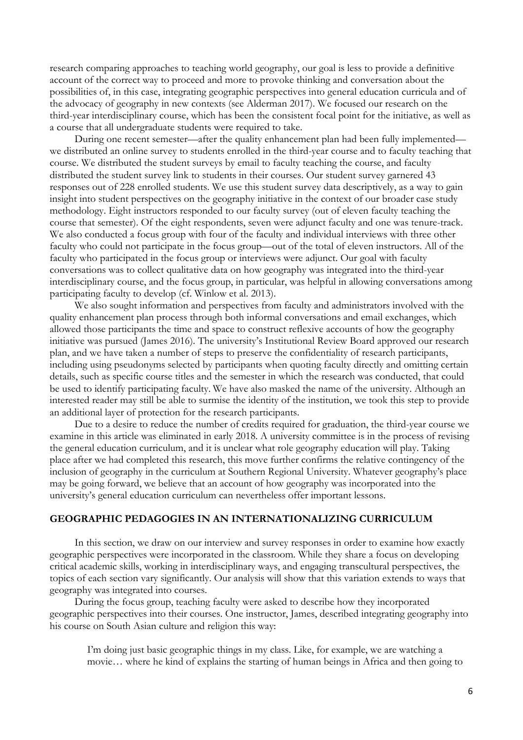research comparing approaches to teaching world geography, our goal is less to provide a definitive account of the correct way to proceed and more to provoke thinking and conversation about the possibilities of, in this case, integrating geographic perspectives into general education curricula and of the advocacy of geography in new contexts (see Alderman 2017). We focused our research on the third-year interdisciplinary course, which has been the consistent focal point for the initiative, as well as a course that all undergraduate students were required to take.

During one recent semester—after the quality enhancement plan had been fully implemented—we distributed an online survey to students enrolled in the third-year course and to faculty teaching that course. We distributed the student surveys by email to faculty teaching the course, and faculty distributed the student survey link to students in their courses. Our student survey garnered 43 responses out of 228 enrolled students. We use this student survey data descriptively, as a way to gain insight into student perspectives on the geography initiative in the context of our broader case study methodology. Eight instructors responded to our faculty survey (out of eleven faculty teaching the course that semester). Of the eight respondents, seven were adjunct faculty and one was tenure-track. We also conducted a focus group with four of the faculty and individual interviews with three other faculty who could not participate in the focus group—out of the total of eleven instructors. All of the faculty who participated in the focus group or interviews were adjunct. Our goal with faculty conversations was to collect qualitative data on how geography was integrated into the third-year interdisciplinary course, and the focus group, in particular, was helpful in allowing conversations among participating faculty to develop (cf. Winlow et al. 2013).

We also sought information and perspectives from faculty and administrators involved with the quality enhancement plan process through both informal conversations and email exchanges, which allowed those participants the time and space to construct reflexive accounts of how the geography initiative was pursued (James 2016). The university's Institutional Review Board approved our research plan, and we have taken a number of steps to preserve the confidentiality of research participants, including using pseudonyms selected by participants when quoting faculty directly and omitting certain details, such as specific course titles and the semester in which the research was conducted, that could be used to identify participating faculty. We have also masked the name of the university. Although an interested reader may still be able to surmise the identity of the institution, we took this step to provide an additional layer of protection for the research participants.

Due to a desire to reduce the number of credits required for graduation, the third-year course we examine in this article was eliminated in early 2018. A university committee is in the process of revising the general education curriculum, and it is unclear what role geography education will play. Taking place after we had completed this research, this move further confirms the relative contingency of the inclusion of geography in the curriculum at Southern Regional University. Whatever geography's place may be going forward, we believe that an account of how geography was incorporated into the university's general education curriculum can nevertheless offer important lessons.

## GEOGRAPHIC PEDAGOGIES IN AN INTERNATIONALIZING CURRICULUM

In this section, we draw on our interview and survey responses in order to examine how exactly geographic perspectives were incorporated in the classroom. While they share a focus on developing critical academic skills, working in interdisciplinary ways, and engaging transcultural perspectives, the topics of each section vary significantly. Our analysis will show that this variation extends to ways that geography was integrated into courses.

During the focus group, teaching faculty were asked to describe how they incorporated geographic perspectives into their courses. One instructor, James, described integrating geography into his course on South Asian culture and religion this way:

> I'm doing just basic geographic things in my class. Like, for example, we are watching a movie… where he kind of explains the starting of human beings in Africa and then going to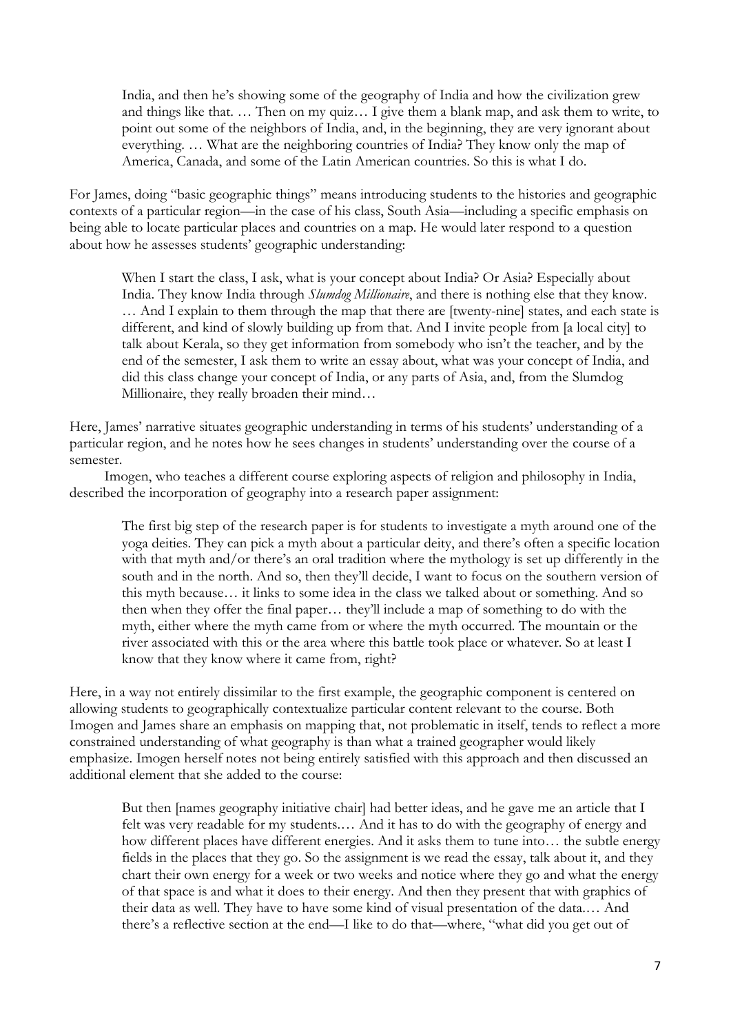> India, and then he's showing some of the geography of India and how the civilization grew and things like that. … Then on my quiz… I give them a blank map, and ask them to write, to point out some of the neighbors of India, and, in the beginning, they are very ignorant about everything. … What are the neighboring countries of India? They know only the map of America, Canada, and some of the Latin American countries. So this is what I do.

For James, doing "basic geographic things" means introducing students to the histories and geographic contexts of a particular region—in the case of his class, South Asia—including a specific emphasis on being able to locate particular places and countries on a map. He would later respond to a question about how he assesses students' geographic understanding:

> When I start the class, I ask, what is your concept about India? Or Asia? Especially about India. They know India through *Slumdog Millionaire*, and there is nothing else that they know. … And I explain to them through the map that there are [twenty-nine] states, and each state is different, and kind of slowly building up from that. And I invite people from [a local city] to talk about Kerala, so they get information from somebody who isn't the teacher, and by the end of the semester, I ask them to write an essay about, what was your concept of India, and did this class change your concept of India, or any parts of Asia, and, from the Slumdog Millionaire, they really broaden their mind…

Here, James' narrative situates geographic understanding in terms of his students' understanding of a particular region, and he notes how he sees changes in students' understanding over the course of a semester.

Imogen, who teaches a different course exploring aspects of religion and philosophy in India, described the incorporation of geography into a research paper assignment:

> The first big step of the research paper is for students to investigate a myth around one of the yoga deities. They can pick a myth about a particular deity, and there's often a specific location with that myth and/or there's an oral tradition where the mythology is set up differently in the south and in the north. And so, then they'll decide, I want to focus on the southern version of this myth because… it links to some idea in the class we talked about or something. And so then when they offer the final paper… they'll include a map of something to do with the myth, either where the myth came from or where the myth occurred. The mountain or the river associated with this or the area where this battle took place or whatever. So at least I know that they know where it came from, right?

Here, in a way not entirely dissimilar to the first example, the geographic component is centered on allowing students to geographically contextualize particular content relevant to the course. Both Imogen and James share an emphasis on mapping that, not problematic in itself, tends to reflect a more constrained understanding of what geography is than what a trained geographer would likely emphasize. Imogen herself notes not being entirely satisfied with this approach and then discussed an additional element that she added to the course:

> But then [names geography initiative chair] had better ideas, and he gave me an article that I felt was very readable for my students.… And it has to do with the geography of energy and how different places have different energies. And it asks them to tune into… the subtle energy fields in the places that they go. So the assignment is we read the essay, talk about it, and they chart their own energy for a week or two weeks and notice where they go and what the energy of that space is and what it does to their energy. And then they present that with graphics of their data as well. They have to have some kind of visual presentation of the data.… And there's a reflective section at the end—I like to do that—where, "what did you get out of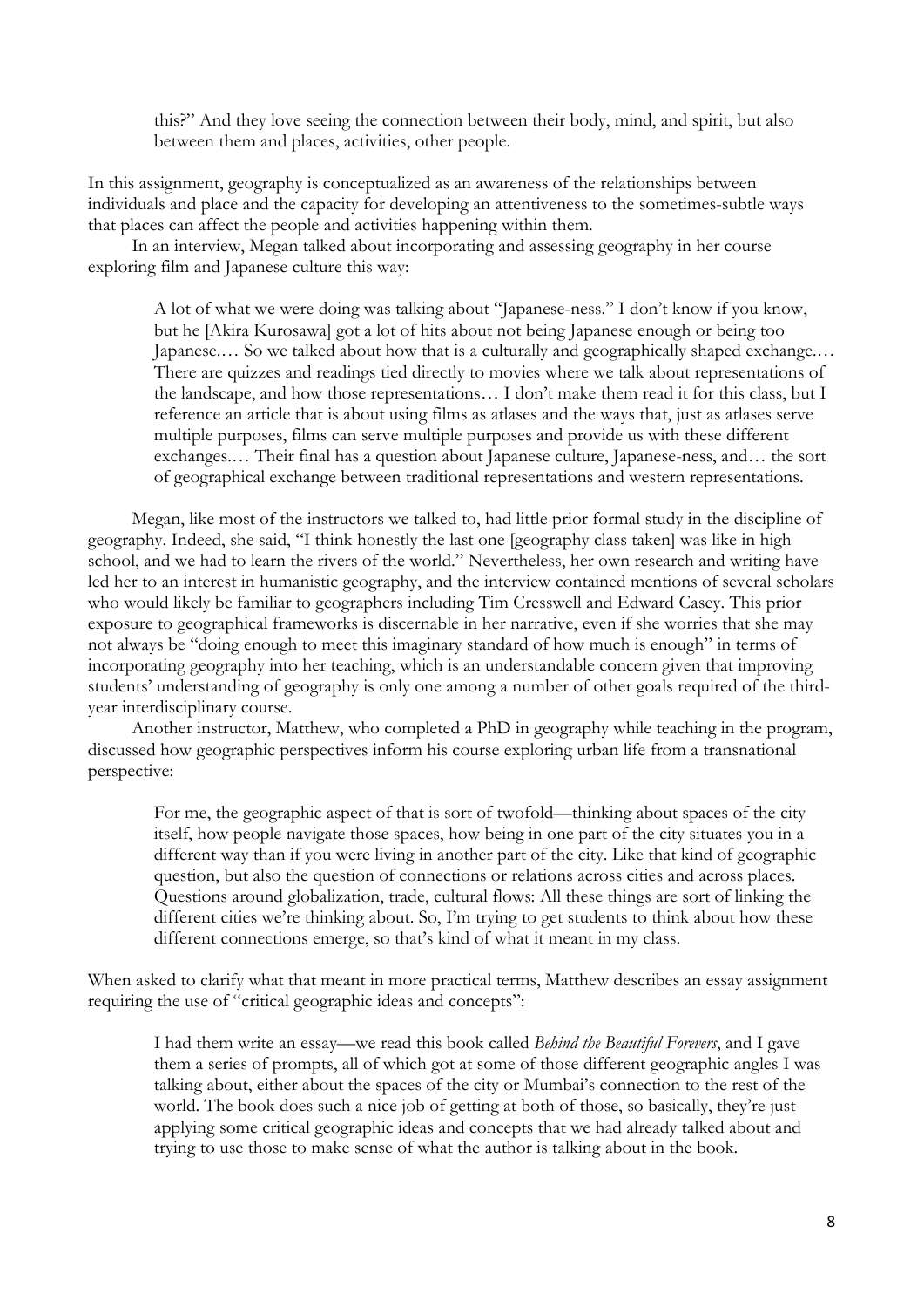> this?" And they love seeing the connection between their body, mind, and spirit, but also between them and places, activities, other people.

In this assignment, geography is conceptualized as an awareness of the relationships between individuals and place and the capacity for developing an attentiveness to the sometimes-subtle ways that places can affect the people and activities happening within them.

In an interview, Megan talked about incorporating and assessing geography in her course exploring film and Japanese culture this way:

> A lot of what we were doing was talking about "Japanese-ness." I don't know if you know, but he [Akira Kurosawa] got a lot of hits about not being Japanese enough or being too Japanese.… So we talked about how that is a culturally and geographically shaped exchange.… There are quizzes and readings tied directly to movies where we talk about representations of the landscape, and how those representations… I don't make them read it for this class, but I reference an article that is about using films as atlases and the ways that, just as atlases serve multiple purposes, films can serve multiple purposes and provide us with these different exchanges.… Their final has a question about Japanese culture, Japanese-ness, and… the sort of geographical exchange between traditional representations and western representations.

Megan, like most of the instructors we talked to, had little prior formal study in the discipline of geography. Indeed, she said, "I think honestly the last one [geography class taken] was like in high school, and we had to learn the rivers of the world." Nevertheless, her own research and writing have led her to an interest in humanistic geography, and the interview contained mentions of several scholars who would likely be familiar to geographers including Tim Cresswell and Edward Casey. This prior exposure to geographical frameworks is discernable in her narrative, even if she worries that she may not always be "doing enough to meet this imaginary standard of how much is enough" in terms of incorporating geography into her teaching, which is an understandable concern given that improving students' understanding of geography is only one among a number of other goals required of the third-year interdisciplinary course.

Another instructor, Matthew, who completed a PhD in geography while teaching in the program, discussed how geographic perspectives inform his course exploring urban life from a transnational perspective:

> For me, the geographic aspect of that is sort of twofold—thinking about spaces of the city itself, how people navigate those spaces, how being in one part of the city situates you in a different way than if you were living in another part of the city. Like that kind of geographic question, but also the question of connections or relations across cities and across places. Questions around globalization, trade, cultural flows: All these things are sort of linking the different cities we're thinking about. So, I'm trying to get students to think about how these different connections emerge, so that's kind of what it meant in my class.

When asked to clarify what that meant in more practical terms, Matthew describes an essay assignment requiring the use of "critical geographic ideas and concepts":

> I had them write an essay—we read this book called *Behind the Beautiful Forevers*, and I gave them a series of prompts, all of which got at some of those different geographic angles I was talking about, either about the spaces of the city or Mumbai's connection to the rest of the world. The book does such a nice job of getting at both of those, so basically, they're just applying some critical geographic ideas and concepts that we had already talked about and trying to use those to make sense of what the author is talking about in the book.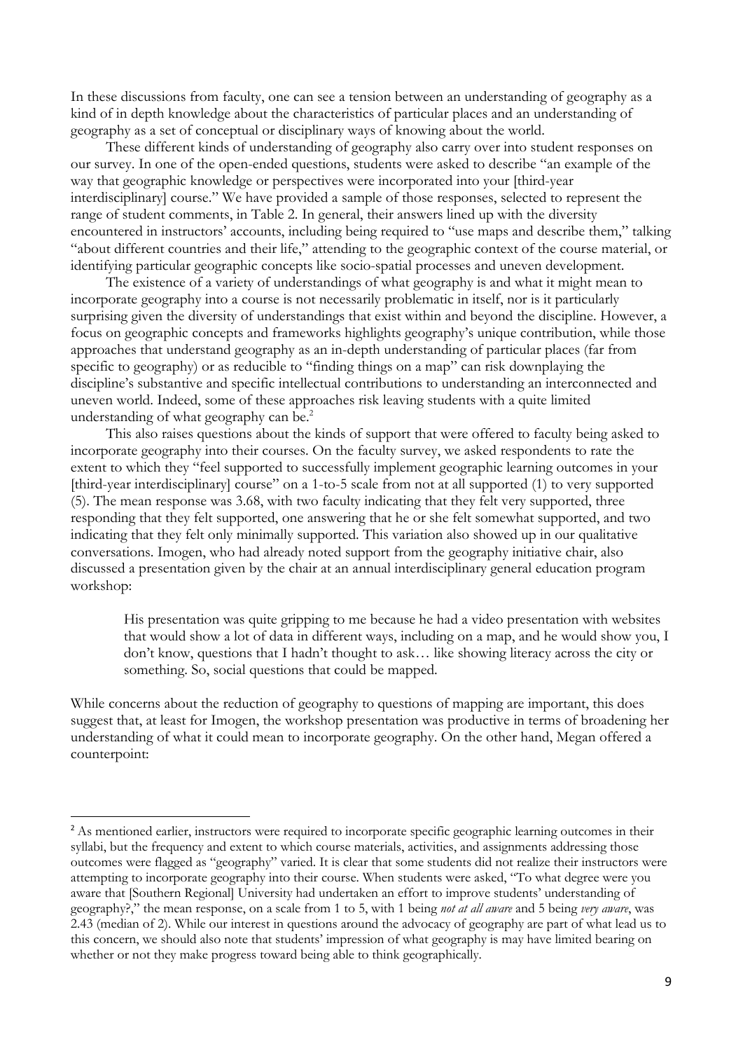In these discussions from faculty, one can see a tension between an understanding of geography as a kind of in depth knowledge about the characteristics of particular places and an understanding of geography as a set of conceptual or disciplinary ways of knowing about the world.

These different kinds of understanding of geography also carry over into student responses on our survey. In one of the open-ended questions, students were asked to describe "an example of the way that geographic knowledge or perspectives were incorporated into your [third-year interdisciplinary] course." We have provided a sample of those responses, selected to represent the range of student comments, in Table 2. In general, their answers lined up with the diversity encountered in instructors' accounts, including being required to "use maps and describe them," talking "about different countries and their life," attending to the geographic context of the course material, or identifying particular geographic concepts like socio-spatial processes and uneven development.

The existence of a variety of understandings of what geography is and what it might mean to incorporate geography into a course is not necessarily problematic in itself, nor is it particularly surprising given the diversity of understandings that exist within and beyond the discipline. However, a focus on geographic concepts and frameworks highlights geography's unique contribution, while those approaches that understand geography as an in-depth understanding of particular places (far from specific to geography) or as reducible to "finding things on a map" can risk downplaying the discipline's substantive and specific intellectual contributions to understanding an interconnected and uneven world. Indeed, some of these approaches risk leaving students with a quite limited understanding of what geography can be.[2]

This also raises questions about the kinds of support that were offered to faculty being asked to incorporate geography into their courses. On the faculty survey, we asked respondents to rate the extent to which they "feel supported to successfully implement geographic learning outcomes in your [third-year interdisciplinary] course" on a 1-to-5 scale from not at all supported (1) to very supported (5). The mean response was 3.68, with two faculty indicating that they felt very supported, three responding that they felt supported, one answering that he or she felt somewhat supported, and two indicating that they felt only minimally supported. This variation also showed up in our qualitative conversations. Imogen, who had already noted support from the geography initiative chair, also discussed a presentation given by the chair at an annual interdisciplinary general education program workshop:

> His presentation was quite gripping to me because he had a video presentation with websites that would show a lot of data in different ways, including on a map, and he would show you, I don't know, questions that I hadn't thought to ask… like showing literacy across the city or something. So, social questions that could be mapped.

While concerns about the reduction of geography to questions of mapping are important, this does suggest that, at least for Imogen, the workshop presentation was productive in terms of broadening her understanding of what it could mean to incorporate geography. On the other hand, Megan offered a counterpoint:

[2] As mentioned earlier, instructors were required to incorporate specific geographic learning outcomes in their syllabi, but the frequency and extent to which course materials, activities, and assignments addressing those outcomes were flagged as "geography" varied. It is clear that some students did not realize their instructors were attempting to incorporate geography into their course. When students were asked, "To what degree were you aware that [Southern Regional] University had undertaken an effort to improve students' understanding of geography?," the mean response, on a scale from 1 to 5, with 1 being *not at all aware* and 5 being *very aware*, was 2.43 (median of 2). While our interest in questions around the advocacy of geography are part of what lead us to this concern, we should also note that students' impression of what geography is may have limited bearing on whether or not they make progress toward being able to think geographically.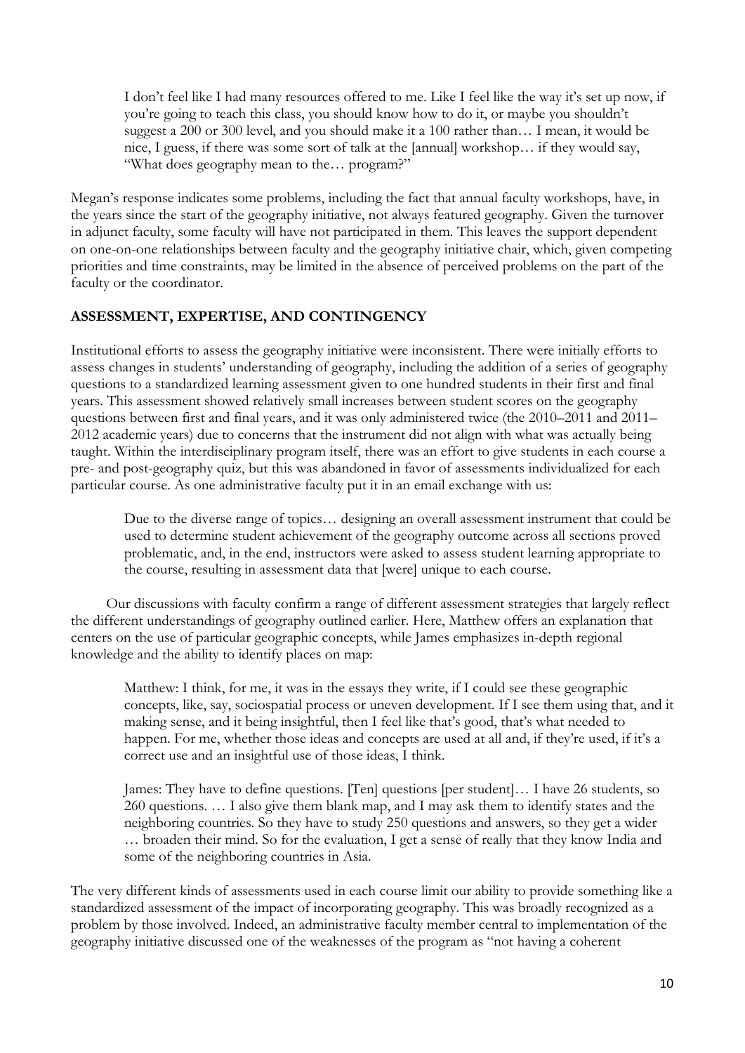> I don't feel like I had many resources offered to me. Like I feel like the way it's set up now, if you're going to teach this class, you should know how to do it, or maybe you shouldn't suggest a 200 or 300 level, and you should make it a 100 rather than… I mean, it would be nice, I guess, if there was some sort of talk at the [annual] workshop… if they would say, "What does geography mean to the… program?"

Megan's response indicates some problems, including the fact that annual faculty workshops, have, in the years since the start of the geography initiative, not always featured geography. Given the turnover in adjunct faculty, some faculty will have not participated in them. This leaves the support dependent on one-on-one relationships between faculty and the geography initiative chair, which, given competing priorities and time constraints, may be limited in the absence of perceived problems on the part of the faculty or the coordinator.

## ASSESSMENT, EXPERTISE, AND CONTINGENCY

Institutional efforts to assess the geography initiative were inconsistent. There were initially efforts to assess changes in students' understanding of geography, including the addition of a series of geography questions to a standardized learning assessment given to one hundred students in their first and final years. This assessment showed relatively small increases between student scores on the geography questions between first and final years, and it was only administered twice (the 2010–2011 and 2011–2012 academic years) due to concerns that the instrument did not align with what was actually being taught. Within the interdisciplinary program itself, there was an effort to give students in each course a pre- and post-geography quiz, but this was abandoned in favor of assessments individualized for each particular course. As one administrative faculty put it in an email exchange with us:

> Due to the diverse range of topics… designing an overall assessment instrument that could be used to determine student achievement of the geography outcome across all sections proved problematic, and, in the end, instructors were asked to assess student learning appropriate to the course, resulting in assessment data that [were] unique to each course.

Our discussions with faculty confirm a range of different assessment strategies that largely reflect the different understandings of geography outlined earlier. Here, Matthew offers an explanation that centers on the use of particular geographic concepts, while James emphasizes in-depth regional knowledge and the ability to identify places on map:

> Matthew: I think, for me, it was in the essays they write, if I could see these geographic concepts, like, say, sociospatial process or uneven development. If I see them using that, and it making sense, and it being insightful, then I feel like that's good, that's what needed to happen. For me, whether those ideas and concepts are used at all and, if they're used, if it's a correct use and an insightful use of those ideas, I think.

> James: They have to define questions. [Ten] questions [per student]… I have 26 students, so 260 questions. … I also give them blank map, and I may ask them to identify states and the neighboring countries. So they have to study 250 questions and answers, so they get a wider … broaden their mind. So for the evaluation, I get a sense of really that they know India and some of the neighboring countries in Asia.

The very different kinds of assessments used in each course limit our ability to provide something like a standardized assessment of the impact of incorporating geography. This was broadly recognized as a problem by those involved. Indeed, an administrative faculty member central to implementation of the geography initiative discussed one of the weaknesses of the program as "not having a coherent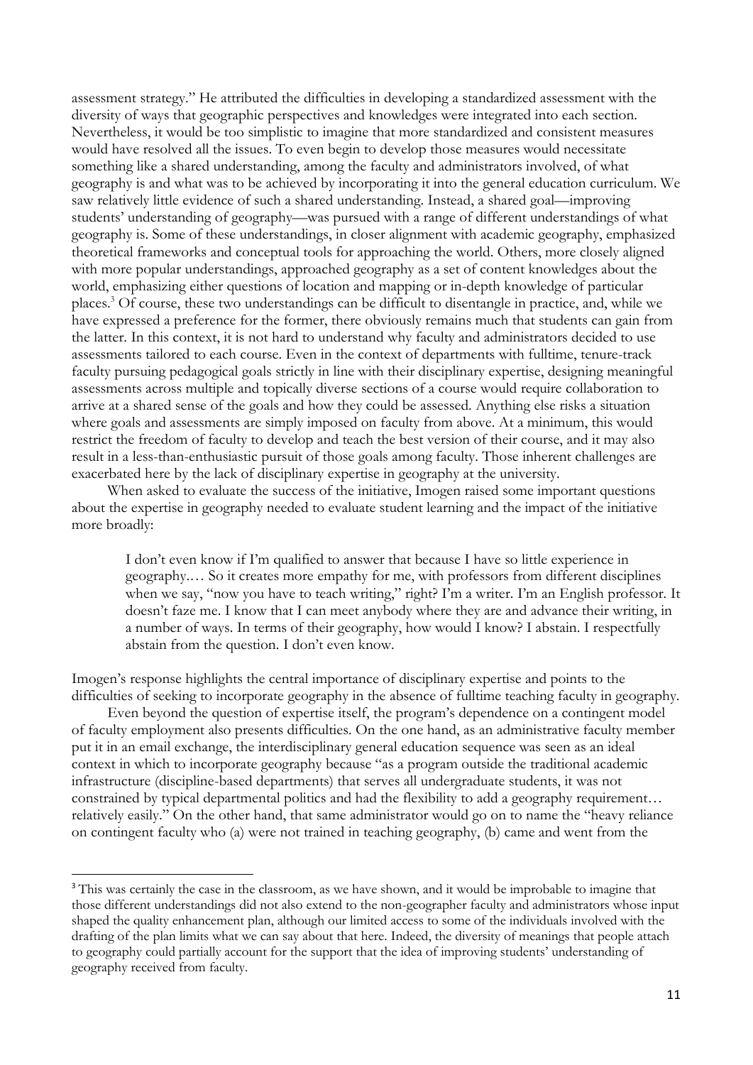assessment strategy." He attributed the difficulties in developing a standardized assessment with the diversity of ways that geographic perspectives and knowledges were integrated into each section. Nevertheless, it would be too simplistic to imagine that more standardized and consistent measures would have resolved all the issues. To even begin to develop those measures would necessitate something like a shared understanding, among the faculty and administrators involved, of what geography is and what was to be achieved by incorporating it into the general education curriculum. We saw relatively little evidence of such a shared understanding. Instead, a shared goal—improving students' understanding of geography—was pursued with a range of different understandings of what geography is. Some of these understandings, in closer alignment with academic geography, emphasized theoretical frameworks and conceptual tools for approaching the world. Others, more closely aligned with more popular understandings, approached geography as a set of content knowledges about the world, emphasizing either questions of location and mapping or in-depth knowledge of particular places.[3] Of course, these two understandings can be difficult to disentangle in practice, and, while we have expressed a preference for the former, there obviously remains much that students can gain from the latter. In this context, it is not hard to understand why faculty and administrators decided to use assessments tailored to each course. Even in the context of departments with fulltime, tenure-track faculty pursuing pedagogical goals strictly in line with their disciplinary expertise, designing meaningful assessments across multiple and topically diverse sections of a course would require collaboration to arrive at a shared sense of the goals and how they could be assessed. Anything else risks a situation where goals and assessments are simply imposed on faculty from above. At a minimum, this would restrict the freedom of faculty to develop and teach the best version of their course, and it may also result in a less-than-enthusiastic pursuit of those goals among faculty. Those inherent challenges are exacerbated here by the lack of disciplinary expertise in geography at the university.

When asked to evaluate the success of the initiative, Imogen raised some important questions about the expertise in geography needed to evaluate student learning and the impact of the initiative more broadly:

> I don't even know if I'm qualified to answer that because I have so little experience in geography.… So it creates more empathy for me, with professors from different disciplines when we say, "now you have to teach writing," right? I'm a writer. I'm an English professor. It doesn't faze me. I know that I can meet anybody where they are and advance their writing, in a number of ways. In terms of their geography, how would I know? I abstain. I respectfully abstain from the question. I don't even know.

Imogen's response highlights the central importance of disciplinary expertise and points to the difficulties of seeking to incorporate geography in the absence of fulltime teaching faculty in geography.

Even beyond the question of expertise itself, the program's dependence on a contingent model of faculty employment also presents difficulties. On the one hand, as an administrative faculty member put it in an email exchange, the interdisciplinary general education sequence was seen as an ideal context in which to incorporate geography because "as a program outside the traditional academic infrastructure (discipline-based departments) that serves all undergraduate students, it was not constrained by typical departmental politics and had the flexibility to add a geography requirement… relatively easily." On the other hand, that same administrator would go on to name the "heavy reliance on contingent faculty who (a) were not trained in teaching geography, (b) came and went from the

---

[3] This was certainly the case in the classroom, as we have shown, and it would be improbable to imagine that those different understandings did not also extend to the non-geographer faculty and administrators whose input shaped the quality enhancement plan, although our limited access to some of the individuals involved with the drafting of the plan limits what we can say about that here. Indeed, the diversity of meanings that people attach to geography could partially account for the support that the idea of improving students' understanding of geography received from faculty.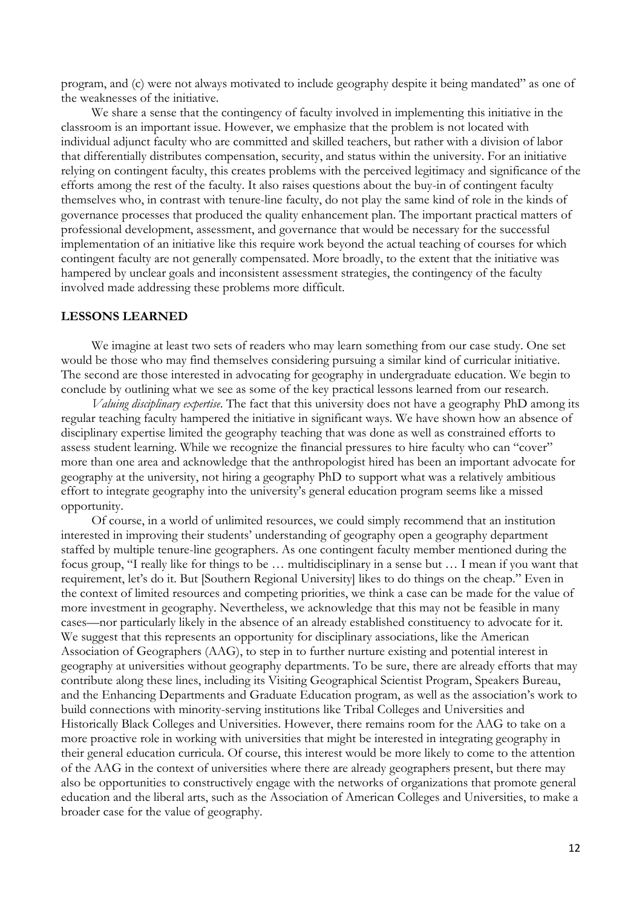program, and (c) were not always motivated to include geography despite it being mandated" as one of the weaknesses of the initiative.

We share a sense that the contingency of faculty involved in implementing this initiative in the classroom is an important issue. However, we emphasize that the problem is not located with individual adjunct faculty who are committed and skilled teachers, but rather with a division of labor that differentially distributes compensation, security, and status within the university. For an initiative relying on contingent faculty, this creates problems with the perceived legitimacy and significance of the efforts among the rest of the faculty. It also raises questions about the buy-in of contingent faculty themselves who, in contrast with tenure-line faculty, do not play the same kind of role in the kinds of governance processes that produced the quality enhancement plan. The important practical matters of professional development, assessment, and governance that would be necessary for the successful implementation of an initiative like this require work beyond the actual teaching of courses for which contingent faculty are not generally compensated. More broadly, to the extent that the initiative was hampered by unclear goals and inconsistent assessment strategies, the contingency of the faculty involved made addressing these problems more difficult.

## LESSONS LEARNED

We imagine at least two sets of readers who may learn something from our case study. One set would be those who may find themselves considering pursuing a similar kind of curricular initiative. The second are those interested in advocating for geography in undergraduate education. We begin to conclude by outlining what we see as some of the key practical lessons learned from our research.

*Valuing disciplinary expertise.* The fact that this university does not have a geography PhD among its regular teaching faculty hampered the initiative in significant ways. We have shown how an absence of disciplinary expertise limited the geography teaching that was done as well as constrained efforts to assess student learning. While we recognize the financial pressures to hire faculty who can "cover" more than one area and acknowledge that the anthropologist hired has been an important advocate for geography at the university, not hiring a geography PhD to support what was a relatively ambitious effort to integrate geography into the university's general education program seems like a missed opportunity.

Of course, in a world of unlimited resources, we could simply recommend that an institution interested in improving their students' understanding of geography open a geography department staffed by multiple tenure-line geographers. As one contingent faculty member mentioned during the focus group, "I really like for things to be … multidisciplinary in a sense but … I mean if you want that requirement, let's do it. But [Southern Regional University] likes to do things on the cheap." Even in the context of limited resources and competing priorities, we think a case can be made for the value of more investment in geography. Nevertheless, we acknowledge that this may not be feasible in many cases—nor particularly likely in the absence of an already established constituency to advocate for it. We suggest that this represents an opportunity for disciplinary associations, like the American Association of Geographers (AAG), to step in to further nurture existing and potential interest in geography at universities without geography departments. To be sure, there are already efforts that may contribute along these lines, including its Visiting Geographical Scientist Program, Speakers Bureau, and the Enhancing Departments and Graduate Education program, as well as the association's work to build connections with minority-serving institutions like Tribal Colleges and Universities and Historically Black Colleges and Universities. However, there remains room for the AAG to take on a more proactive role in working with universities that might be interested in integrating geography in their general education curricula. Of course, this interest would be more likely to come to the attention of the AAG in the context of universities where there are already geographers present, but there may also be opportunities to constructively engage with the networks of organizations that promote general education and the liberal arts, such as the Association of American Colleges and Universities, to make a broader case for the value of geography.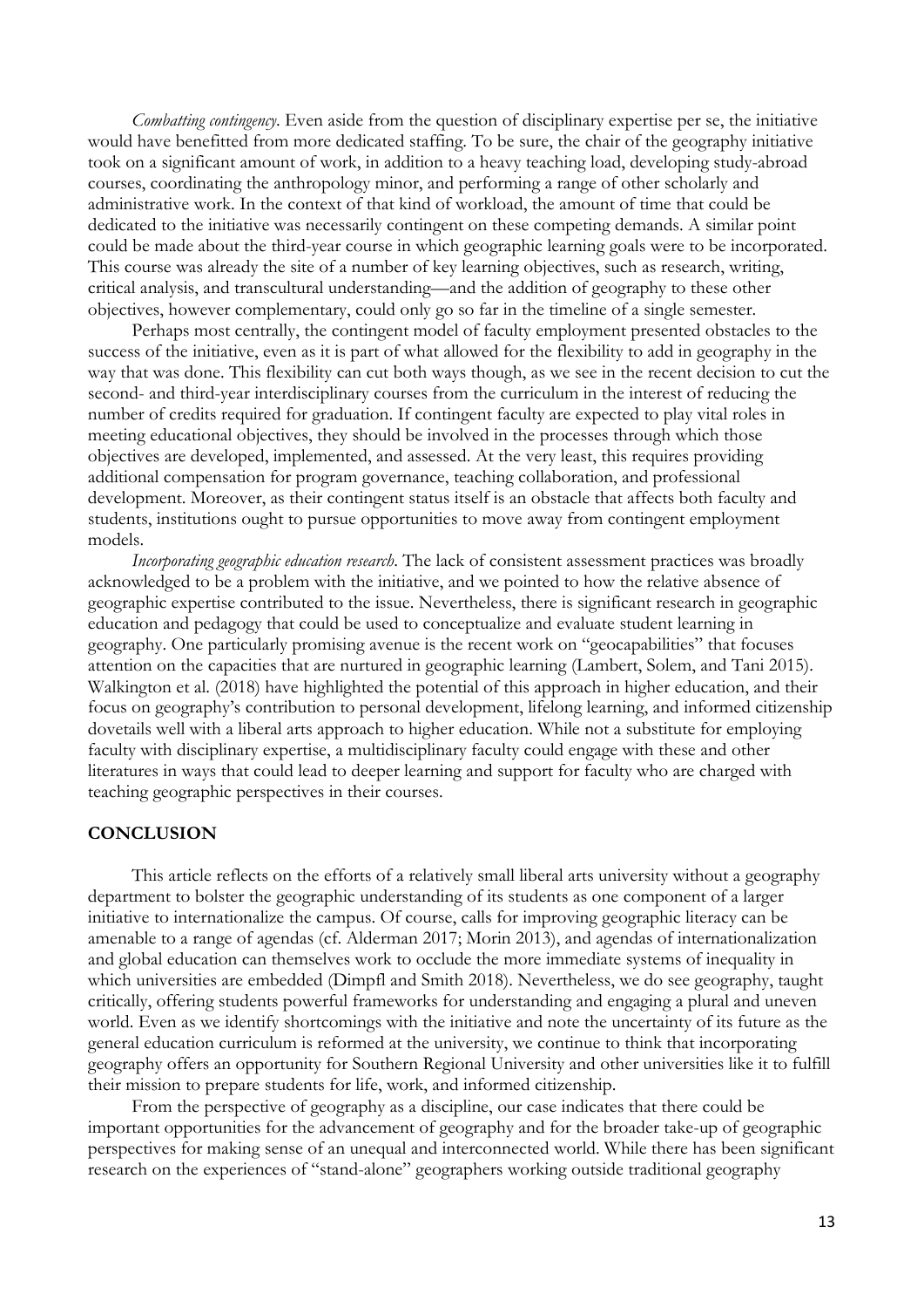*Combatting contingency*. Even aside from the question of disciplinary expertise per se, the initiative would have benefitted from more dedicated staffing. To be sure, the chair of the geography initiative took on a significant amount of work, in addition to a heavy teaching load, developing study-abroad courses, coordinating the anthropology minor, and performing a range of other scholarly and administrative work. In the context of that kind of workload, the amount of time that could be dedicated to the initiative was necessarily contingent on these competing demands. A similar point could be made about the third-year course in which geographic learning goals were to be incorporated. This course was already the site of a number of key learning objectives, such as research, writing, critical analysis, and transcultural understanding—and the addition of geography to these other objectives, however complementary, could only go so far in the timeline of a single semester.

Perhaps most centrally, the contingent model of faculty employment presented obstacles to the success of the initiative, even as it is part of what allowed for the flexibility to add in geography in the way that was done. This flexibility can cut both ways though, as we see in the recent decision to cut the second- and third-year interdisciplinary courses from the curriculum in the interest of reducing the number of credits required for graduation. If contingent faculty are expected to play vital roles in meeting educational objectives, they should be involved in the processes through which those objectives are developed, implemented, and assessed. At the very least, this requires providing additional compensation for program governance, teaching collaboration, and professional development. Moreover, as their contingent status itself is an obstacle that affects both faculty and students, institutions ought to pursue opportunities to move away from contingent employment models.

*Incorporating geographic education research*. The lack of consistent assessment practices was broadly acknowledged to be a problem with the initiative, and we pointed to how the relative absence of geographic expertise contributed to the issue. Nevertheless, there is significant research in geographic education and pedagogy that could be used to conceptualize and evaluate student learning in geography. One particularly promising avenue is the recent work on "geocapabilities" that focuses attention on the capacities that are nurtured in geographic learning (Lambert, Solem, and Tani 2015). Walkington et al. (2018) have highlighted the potential of this approach in higher education, and their focus on geography's contribution to personal development, lifelong learning, and informed citizenship dovetails well with a liberal arts approach to higher education. While not a substitute for employing faculty with disciplinary expertise, a multidisciplinary faculty could engage with these and other literatures in ways that could lead to deeper learning and support for faculty who are charged with teaching geographic perspectives in their courses.

## CONCLUSION

This article reflects on the efforts of a relatively small liberal arts university without a geography department to bolster the geographic understanding of its students as one component of a larger initiative to internationalize the campus. Of course, calls for improving geographic literacy can be amenable to a range of agendas (cf. Alderman 2017; Morin 2013), and agendas of internationalization and global education can themselves work to occlude the more immediate systems of inequality in which universities are embedded (Dimpfl and Smith 2018). Nevertheless, we do see geography, taught critically, offering students powerful frameworks for understanding and engaging a plural and uneven world. Even as we identify shortcomings with the initiative and note the uncertainty of its future as the general education curriculum is reformed at the university, we continue to think that incorporating geography offers an opportunity for Southern Regional University and other universities like it to fulfill their mission to prepare students for life, work, and informed citizenship.

From the perspective of geography as a discipline, our case indicates that there could be important opportunities for the advancement of geography and for the broader take-up of geographic perspectives for making sense of an unequal and interconnected world. While there has been significant research on the experiences of "stand-alone" geographers working outside traditional geography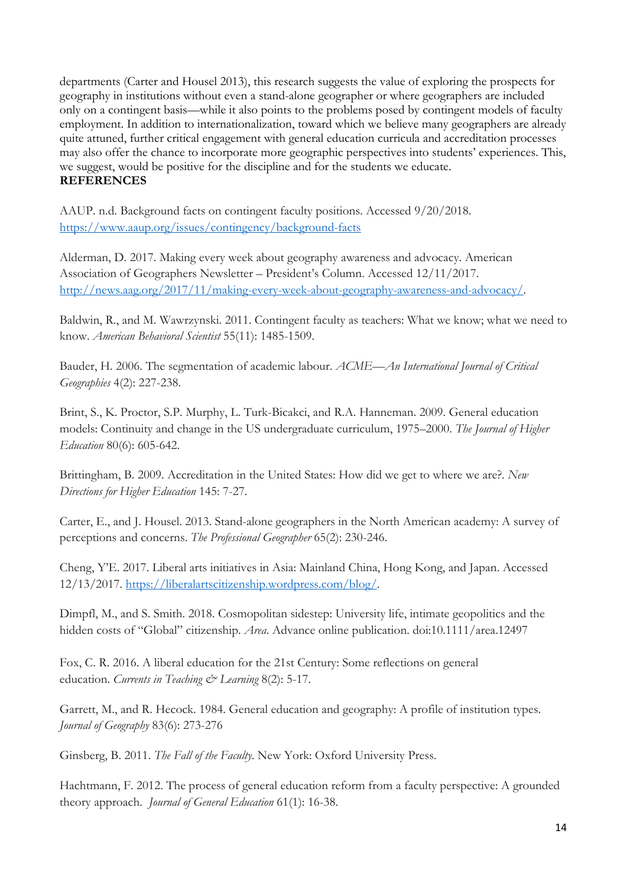departments (Carter and Housel 2013), this research suggests the value of exploring the prospects for geography in institutions without even a stand-alone geographer or where geographers are included only on a contingent basis—while it also points to the problems posed by contingent models of faculty employment. In addition to internationalization, toward which we believe many geographers are already quite attuned, further critical engagement with general education curricula and accreditation processes may also offer the chance to incorporate more geographic perspectives into students' experiences. This, we suggest, would be positive for the discipline and for the students we educate.

**REFERENCES**

AAUP. n.d. Background facts on contingent faculty positions. Accessed 9/20/2018. https://www.aaup.org/issues/contingency/background-facts

Alderman, D. 2017. Making every week about geography awareness and advocacy. American Association of Geographers Newsletter – President's Column. Accessed 12/11/2017. http://news.aag.org/2017/11/making-every-week-about-geography-awareness-and-advocacy/.

Baldwin, R., and M. Wawrzynski. 2011. Contingent faculty as teachers: What we know; what we need to know. *American Behavioral Scientist* 55(11): 1485-1509.

Bauder, H. 2006. The segmentation of academic labour. *ACME—An International Journal of Critical Geographies* 4(2): 227-238.

Brint, S., K. Proctor, S.P. Murphy, L. Turk-Bicakci, and R.A. Hanneman. 2009. General education models: Continuity and change in the US undergraduate curriculum, 1975–2000. *The Journal of Higher Education* 80(6): 605-642.

Brittingham, B. 2009. Accreditation in the United States: How did we get to where we are?. *New Directions for Higher Education* 145: 7-27.

Carter, E., and J. Housel. 2013. Stand-alone geographers in the North American academy: A survey of perceptions and concerns. *The Professional Geographer* 65(2): 230-246.

Cheng, Y'E. 2017. Liberal arts initiatives in Asia: Mainland China, Hong Kong, and Japan. Accessed 12/13/2017. https://liberalartscitizenship.wordpress.com/blog/.

Dimpfl, M., and S. Smith. 2018. Cosmopolitan sidestep: University life, intimate geopolitics and the hidden costs of "Global" citizenship. *Area*. Advance online publication. doi:10.1111/area.12497

Fox, C. R. 2016. A liberal education for the 21st Century: Some reflections on general education. *Currents in Teaching & Learning* 8(2): 5-17.

Garrett, M., and R. Hecock. 1984. General education and geography: A profile of institution types. *Journal of Geography* 83(6): 273-276

Ginsberg, B. 2011. *The Fall of the Faculty*. New York: Oxford University Press.

Hachtmann, F. 2012. The process of general education reform from a faculty perspective: A grounded theory approach. *Journal of General Education* 61(1): 16-38.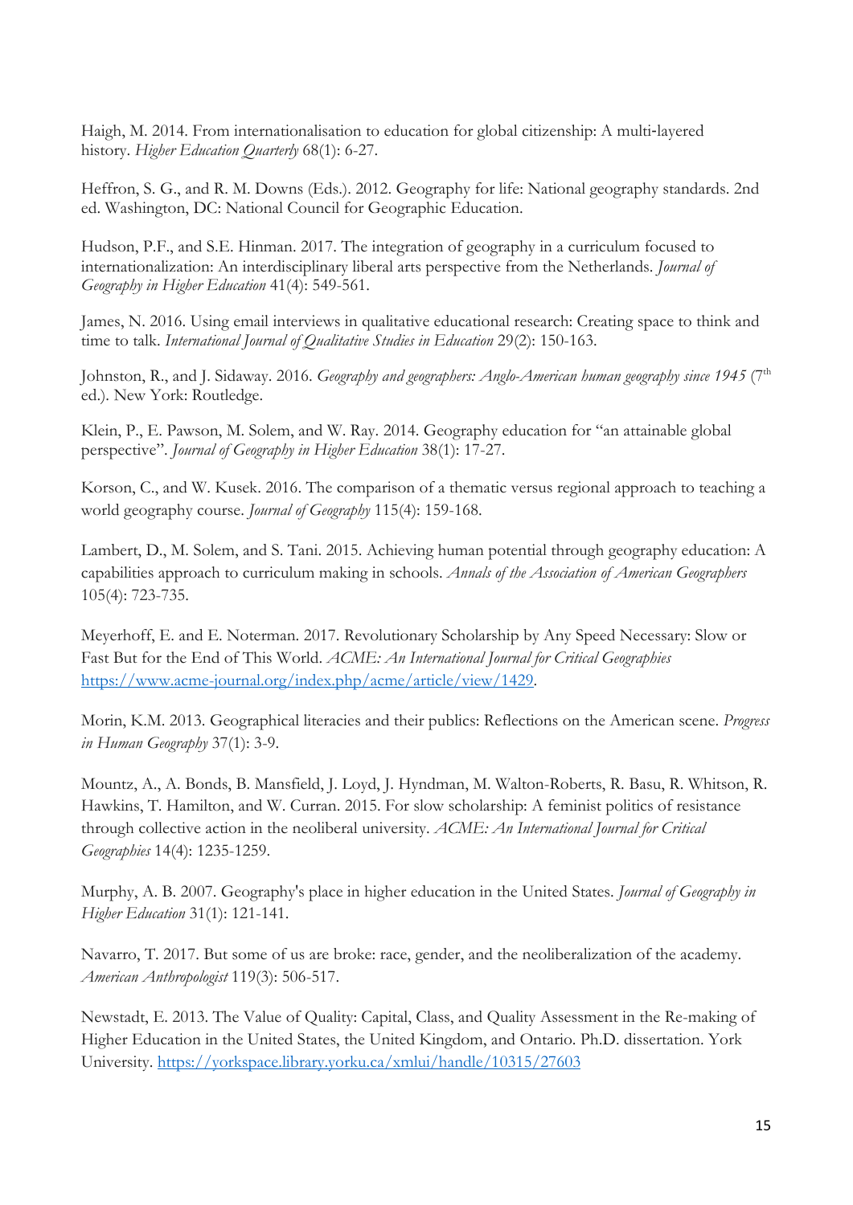Haigh, M. 2014. From internationalisation to education for global citizenship: A multi-layered history. *Higher Education Quarterly* 68(1): 6-27.

Heffron, S. G., and R. M. Downs (Eds.). 2012. Geography for life: National geography standards. 2nd ed. Washington, DC: National Council for Geographic Education.

Hudson, P.F., and S.E. Hinman. 2017. The integration of geography in a curriculum focused to internationalization: An interdisciplinary liberal arts perspective from the Netherlands. *Journal of Geography in Higher Education* 41(4): 549-561.

James, N. 2016. Using email interviews in qualitative educational research: Creating space to think and time to talk. *International Journal of Qualitative Studies in Education* 29(2): 150-163.

Johnston, R., and J. Sidaway. 2016. *Geography and geographers: Anglo-American human geography since 1945* (7th ed.). New York: Routledge.

Klein, P., E. Pawson, M. Solem, and W. Ray. 2014. Geography education for "an attainable global perspective". *Journal of Geography in Higher Education* 38(1): 17-27.

Korson, C., and W. Kusek. 2016. The comparison of a thematic versus regional approach to teaching a world geography course. *Journal of Geography* 115(4): 159-168.

Lambert, D., M. Solem, and S. Tani. 2015. Achieving human potential through geography education: A capabilities approach to curriculum making in schools. *Annals of the Association of American Geographers* 105(4): 723-735.

Meyerhoff, E. and E. Noterman. 2017. Revolutionary Scholarship by Any Speed Necessary: Slow or Fast But for the End of This World. *ACME: An International Journal for Critical Geographies* https://www.acme-journal.org/index.php/acme/article/view/1429.

Morin, K.M. 2013. Geographical literacies and their publics: Reflections on the American scene. *Progress in Human Geography* 37(1): 3-9.

Mountz, A., A. Bonds, B. Mansfield, J. Loyd, J. Hyndman, M. Walton-Roberts, R. Basu, R. Whitson, R. Hawkins, T. Hamilton, and W. Curran. 2015. For slow scholarship: A feminist politics of resistance through collective action in the neoliberal university. *ACME: An International Journal for Critical Geographies* 14(4): 1235-1259.

Murphy, A. B. 2007. Geography's place in higher education in the United States. *Journal of Geography in Higher Education* 31(1): 121-141.

Navarro, T. 2017. But some of us are broke: race, gender, and the neoliberalization of the academy. *American Anthropologist* 119(3): 506-517.

Newstadt, E. 2013. The Value of Quality: Capital, Class, and Quality Assessment in the Re-making of Higher Education in the United States, the United Kingdom, and Ontario. Ph.D. dissertation. York University. https://yorkspace.library.yorku.ca/xmlui/handle/10315/27603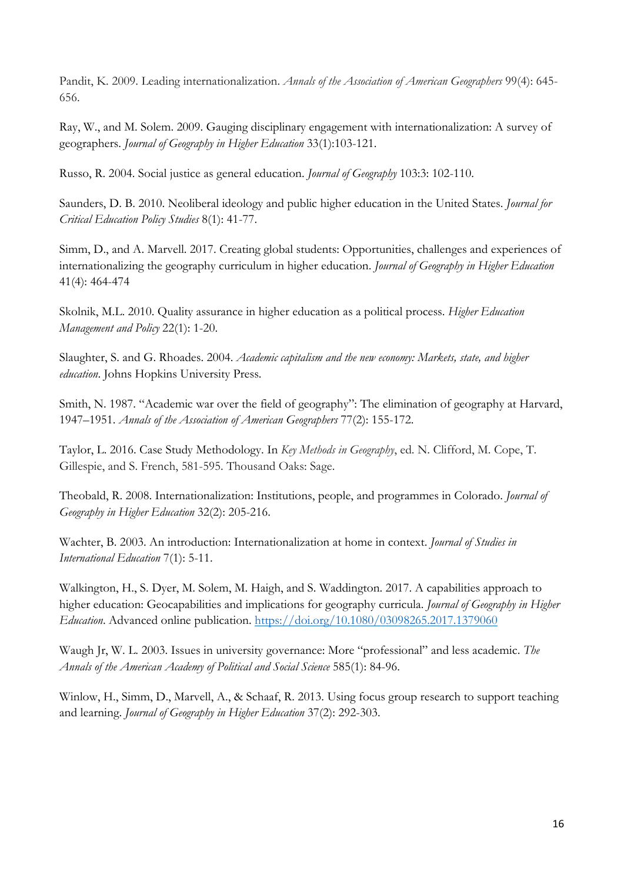Pandit, K. 2009. Leading internationalization. *Annals of the Association of American Geographers* 99(4): 645-656.

Ray, W., and M. Solem. 2009. Gauging disciplinary engagement with internationalization: A survey of geographers. *Journal of Geography in Higher Education* 33(1):103-121.

Russo, R. 2004. Social justice as general education. *Journal of Geography* 103:3: 102-110.

Saunders, D. B. 2010. Neoliberal ideology and public higher education in the United States. *Journal for Critical Education Policy Studies* 8(1): 41-77.

Simm, D., and A. Marvell. 2017. Creating global students: Opportunities, challenges and experiences of internationalizing the geography curriculum in higher education. *Journal of Geography in Higher Education* 41(4): 464-474

Skolnik, M.L. 2010. Quality assurance in higher education as a political process. *Higher Education Management and Policy* 22(1): 1-20.

Slaughter, S. and G. Rhoades. 2004. *Academic capitalism and the new economy: Markets, state, and higher education*. Johns Hopkins University Press.

Smith, N. 1987. "Academic war over the field of geography": The elimination of geography at Harvard, 1947–1951. *Annals of the Association of American Geographers* 77(2): 155-172.

Taylor, L. 2016. Case Study Methodology. In *Key Methods in Geography*, ed. N. Clifford, M. Cope, T. Gillespie, and S. French, 581-595. Thousand Oaks: Sage.

Theobald, R. 2008. Internationalization: Institutions, people, and programmes in Colorado. *Journal of Geography in Higher Education* 32(2): 205-216.

Wachter, B. 2003. An introduction: Internationalization at home in context. *Journal of Studies in International Education* 7(1): 5-11.

Walkington, H., S. Dyer, M. Solem, M. Haigh, and S. Waddington. 2017. A capabilities approach to higher education: Geocapabilities and implications for geography curricula. *Journal of Geography in Higher Education*. Advanced online publication. https://doi.org/10.1080/03098265.2017.1379060

Waugh Jr, W. L. 2003. Issues in university governance: More "professional" and less academic. *The Annals of the American Academy of Political and Social Science* 585(1): 84-96.

Winlow, H., Simm, D., Marvell, A., & Schaaf, R. 2013. Using focus group research to support teaching and learning. *Journal of Geography in Higher Education* 37(2): 292-303.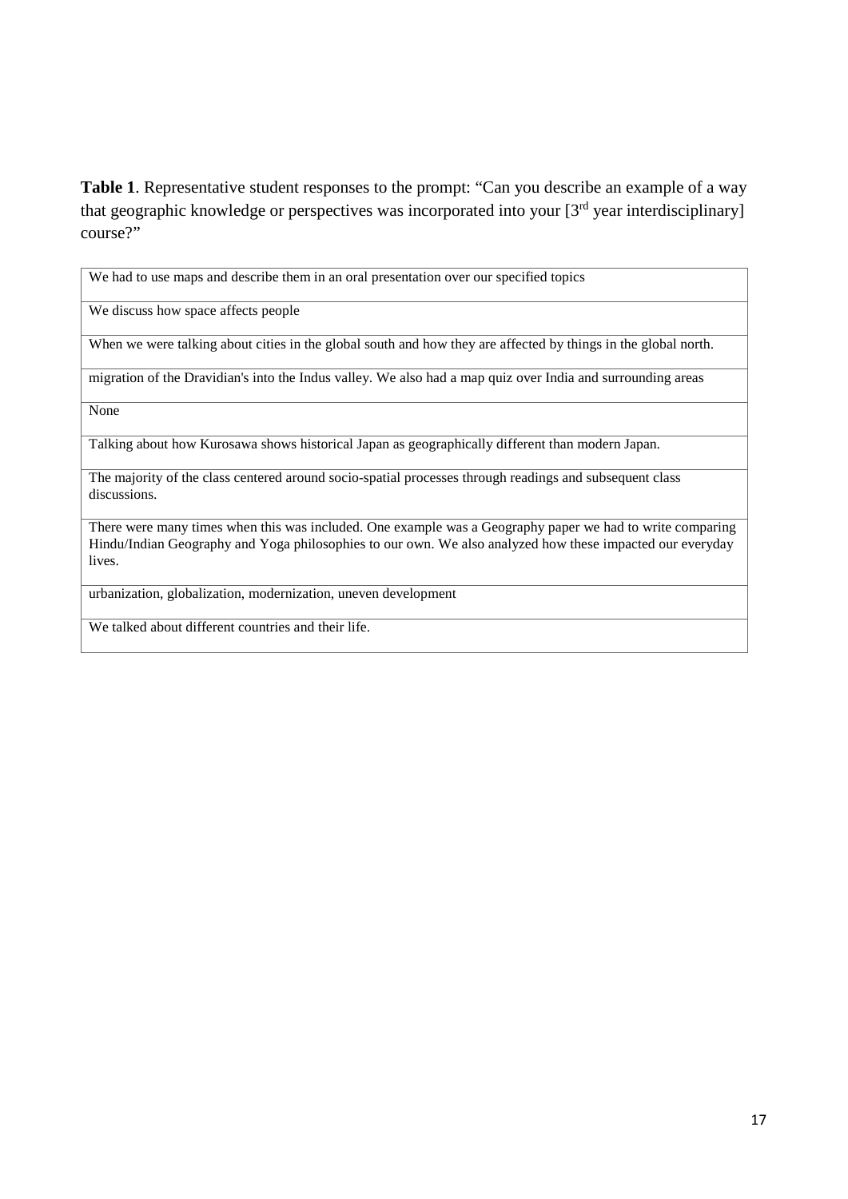**Table 1**. Representative student responses to the prompt: "Can you describe an example of a way that geographic knowledge or perspectives was incorporated into your [3rd year interdisciplinary] course?"

| |
|---|
| We had to use maps and describe them in an oral presentation over our specified topics |
| We discuss how space affects people |
| When we were talking about cities in the global south and how they are affected by things in the global north. |
| migration of the Dravidian's into the Indus valley. We also had a map quiz over India and surrounding areas |
| None |
| Talking about how Kurosawa shows historical Japan as geographically different than modern Japan. |
| The majority of the class centered around socio-spatial processes through readings and subsequent class discussions. |
| There were many times when this was included. One example was a Geography paper we had to write comparing Hindu/Indian Geography and Yoga philosophies to our own. We also analyzed how these impacted our everyday lives. |
| urbanization, globalization, modernization, uneven development |
| We talked about different countries and their life. |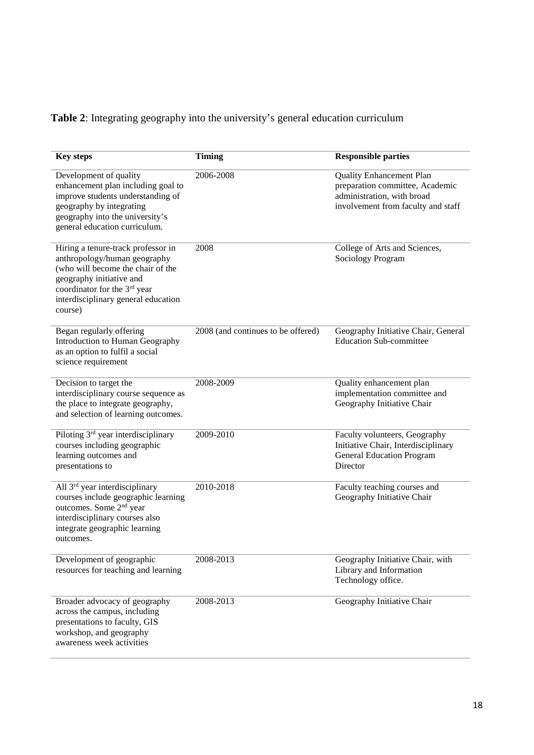**Table 2**: Integrating geography into the university's general education curriculum

| Key steps | Timing | Responsible parties |
|---|---|---|
| Development of quality enhancement plan including goal to improve students understanding of geography by integrating geography into the university's general education curriculum. | 2006-2008 | Quality Enhancement Plan preparation committee, Academic administration, with broad involvement from faculty and staff |
| Hiring a tenure-track professor in anthropology/human geography (who will become the chair of the geography initiative and coordinator for the 3rd year interdisciplinary general education course) | 2008 | College of Arts and Sciences, Sociology Program |
| Began regularly offering Introduction to Human Geography as an option to fulfil a social science requirement | 2008 (and continues to be offered) | Geography Initiative Chair, General Education Sub-committee |
| Decision to target the interdisciplinary course sequence as the place to integrate geography, and selection of learning outcomes. | 2008-2009 | Quality enhancement plan implementation committee and Geography Initiative Chair |
| Piloting 3rd year interdisciplinary courses including geographic learning outcomes and presentations to | 2009-2010 | Faculty volunteers, Geography Initiative Chair, Interdisciplinary General Education Program Director |
| All 3rd year interdisciplinary courses include geographic learning outcomes. Some 2nd year interdisciplinary courses also integrate geographic learning outcomes. | 2010-2018 | Faculty teaching courses and Geography Initiative Chair |
| Development of geographic resources for teaching and learning | 2008-2013 | Geography Initiative Chair, with Library and Information Technology office. |
| Broader advocacy of geography across the campus, including presentations to faculty, GIS workshop, and geography awareness week activities | 2008-2013 | Geography Initiative Chair |